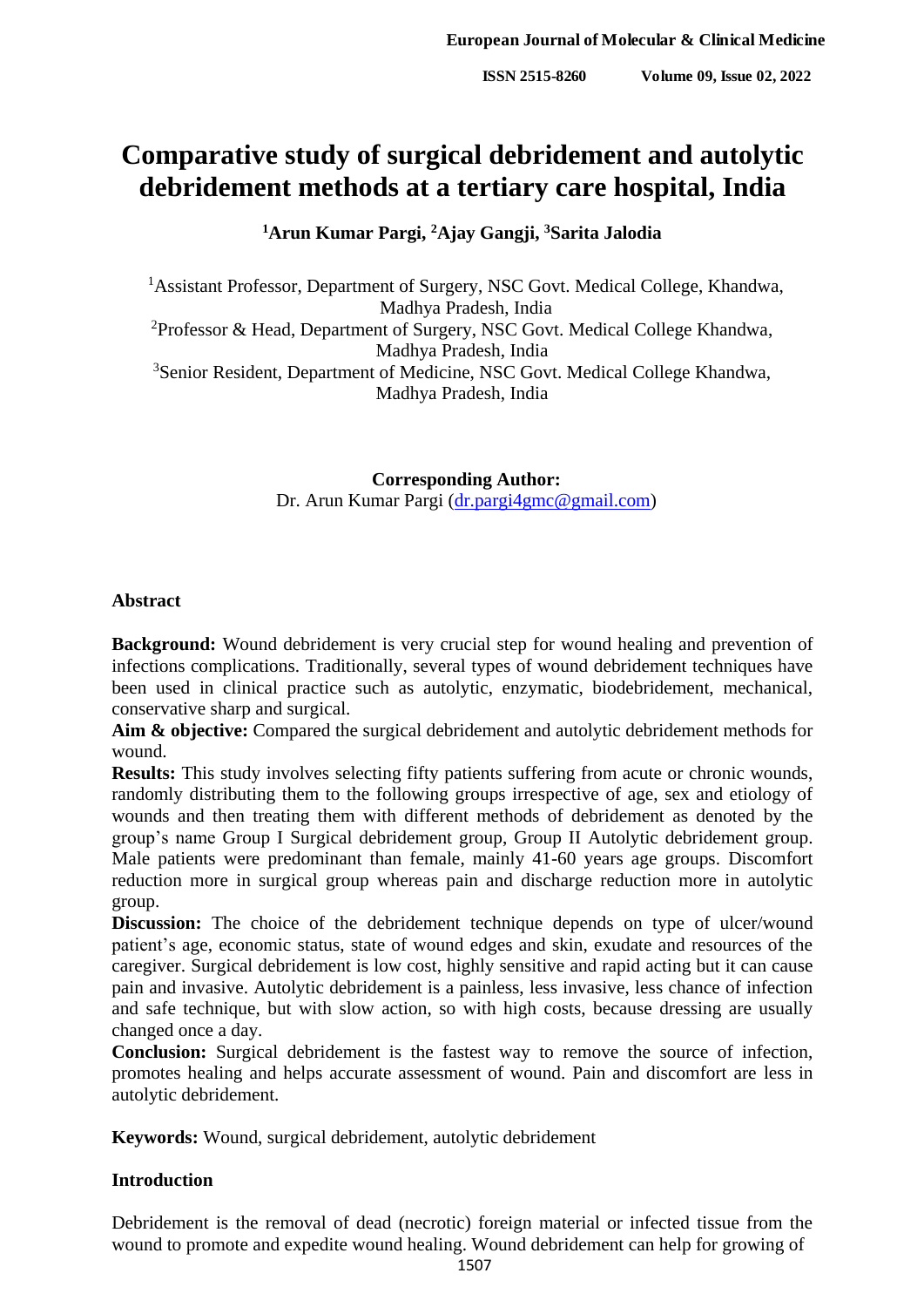# Comparative study of surgical debridement and autolytic debridement methods at a tertiary care hospital, India

**[1]Arun Kumar Pargi, [2]Ajay Gangji, [3]Sarita Jalodia**

[1]Assistant Professor, Department of Surgery, NSC Govt. Medical College, Khandwa, Madhya Pradesh, India
[2]Professor & Head, Department of Surgery, NSC Govt. Medical College Khandwa, Madhya Pradesh, India
[3]Senior Resident, Department of Medicine, NSC Govt. Medical College Khandwa, Madhya Pradesh, India

**Corresponding Author:**
Dr. Arun Kumar Pargi (dr.pargi4gmc@gmail.com)

## Abstract

**Background:** Wound debridement is very crucial step for wound healing and prevention of infections complications. Traditionally, several types of wound debridement techniques have been used in clinical practice such as autolytic, enzymatic, biodebridement, mechanical, conservative sharp and surgical.

**Aim & objective:** Compared the surgical debridement and autolytic debridement methods for wound.

**Results:** This study involves selecting fifty patients suffering from acute or chronic wounds, randomly distributing them to the following groups irrespective of age, sex and etiology of wounds and then treating them with different methods of debridement as denoted by the group's name Group I Surgical debridement group, Group II Autolytic debridement group. Male patients were predominant than female, mainly 41-60 years age groups. Discomfort reduction more in surgical group whereas pain and discharge reduction more in autolytic group.

**Discussion:** The choice of the debridement technique depends on type of ulcer/wound patient's age, economic status, state of wound edges and skin, exudate and resources of the caregiver. Surgical debridement is low cost, highly sensitive and rapid acting but it can cause pain and invasive. Autolytic debridement is a painless, less invasive, less chance of infection and safe technique, but with slow action, so with high costs, because dressing are usually changed once a day.

**Conclusion:** Surgical debridement is the fastest way to remove the source of infection, promotes healing and helps accurate assessment of wound. Pain and discomfort are less in autolytic debridement.

**Keywords:** Wound, surgical debridement, autolytic debridement

## Introduction

Debridement is the removal of dead (necrotic) foreign material or infected tissue from the wound to promote and expedite wound healing. Wound debridement can help for growing of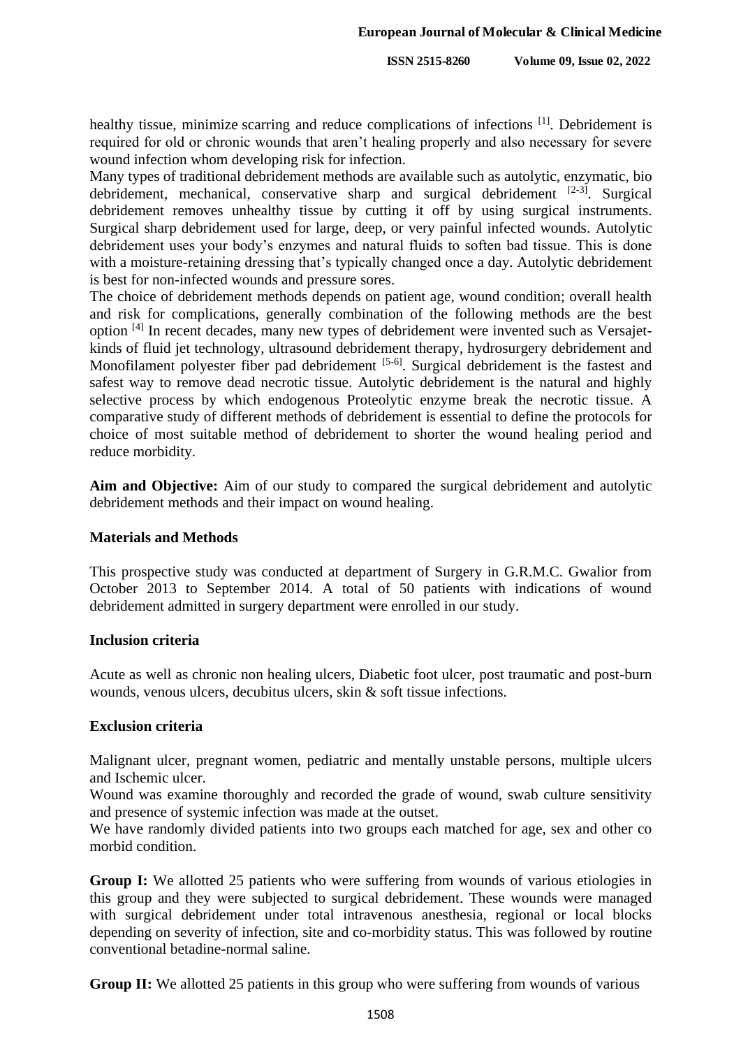healthy tissue, minimize scarring and reduce complications of infections [1]. Debridement is required for old or chronic wounds that aren't healing properly and also necessary for severe wound infection whom developing risk for infection.

Many types of traditional debridement methods are available such as autolytic, enzymatic, bio debridement, mechanical, conservative sharp and surgical debridement [2-3]. Surgical debridement removes unhealthy tissue by cutting it off by using surgical instruments. Surgical sharp debridement used for large, deep, or very painful infected wounds. Autolytic debridement uses your body's enzymes and natural fluids to soften bad tissue. This is done with a moisture-retaining dressing that's typically changed once a day. Autolytic debridement is best for non-infected wounds and pressure sores.

The choice of debridement methods depends on patient age, wound condition; overall health and risk for complications, generally combination of the following methods are the best option [4] In recent decades, many new types of debridement were invented such as Versajet-kinds of fluid jet technology, ultrasound debridement therapy, hydrosurgery debridement and Monofilament polyester fiber pad debridement [5-6]. Surgical debridement is the fastest and safest way to remove dead necrotic tissue. Autolytic debridement is the natural and highly selective process by which endogenous Proteolytic enzyme break the necrotic tissue. A comparative study of different methods of debridement is essential to define the protocols for choice of most suitable method of debridement to shorter the wound healing period and reduce morbidity.

**Aim and Objective:** Aim of our study to compared the surgical debridement and autolytic debridement methods and their impact on wound healing.

## Materials and Methods

This prospective study was conducted at department of Surgery in G.R.M.C. Gwalior from October 2013 to September 2014. A total of 50 patients with indications of wound debridement admitted in surgery department were enrolled in our study.

### Inclusion criteria

Acute as well as chronic non healing ulcers, Diabetic foot ulcer, post traumatic and post-burn wounds, venous ulcers, decubitus ulcers, skin & soft tissue infections.

### Exclusion criteria

Malignant ulcer, pregnant women, pediatric and mentally unstable persons, multiple ulcers and Ischemic ulcer.

Wound was examine thoroughly and recorded the grade of wound, swab culture sensitivity and presence of systemic infection was made at the outset.

We have randomly divided patients into two groups each matched for age, sex and other co morbid condition.

**Group I:** We allotted 25 patients who were suffering from wounds of various etiologies in this group and they were subjected to surgical debridement. These wounds were managed with surgical debridement under total intravenous anesthesia, regional or local blocks depending on severity of infection, site and co-morbidity status. This was followed by routine conventional betadine-normal saline.

**Group II:** We allotted 25 patients in this group who were suffering from wounds of various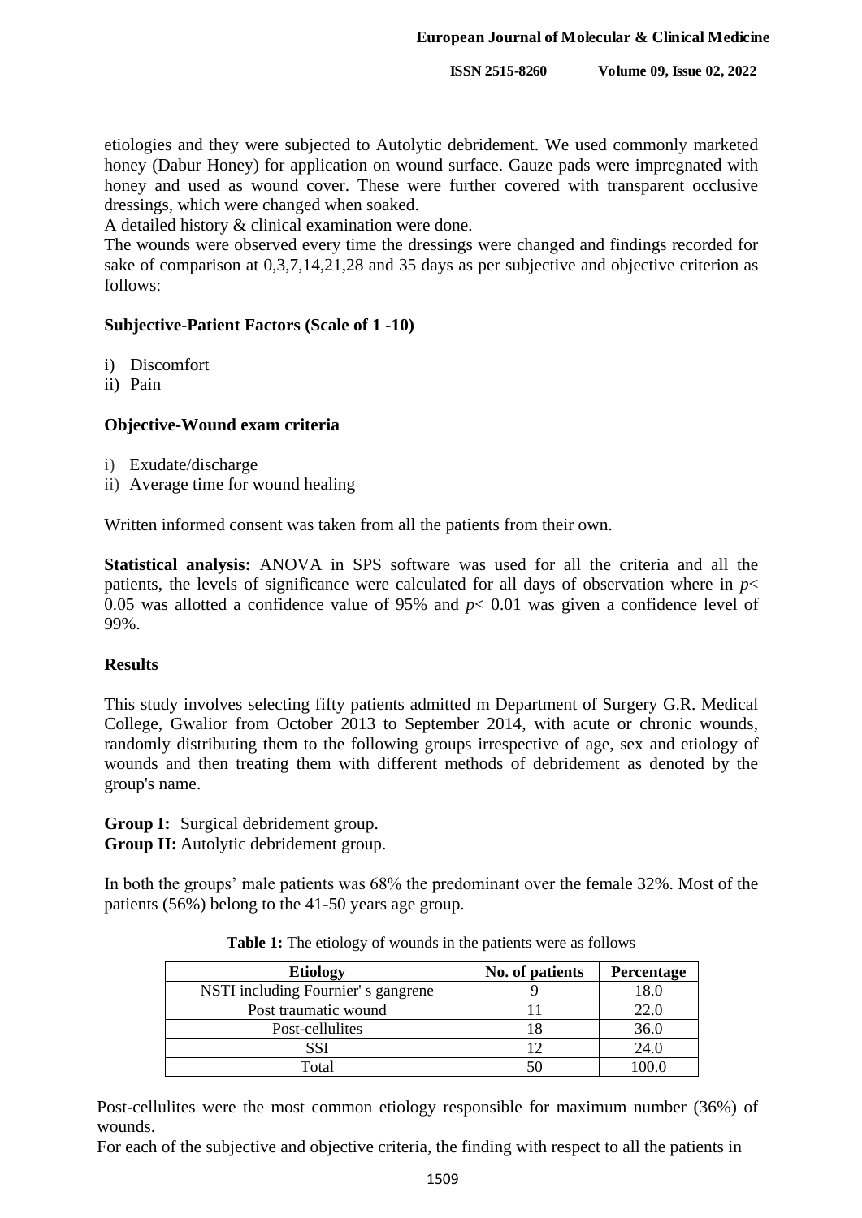etiologies and they were subjected to Autolytic debridement. We used commonly marketed honey (Dabur Honey) for application on wound surface. Gauze pads were impregnated with honey and used as wound cover. These were further covered with transparent occlusive dressings, which were changed when soaked.

A detailed history & clinical examination were done.

The wounds were observed every time the dressings were changed and findings recorded for sake of comparison at 0,3,7,14,21,28 and 35 days as per subjective and objective criterion as follows:

**Subjective-Patient Factors (Scale of 1 -10)**

i) Discomfort
ii) Pain

**Objective-Wound exam criteria**

i) Exudate/discharge
ii) Average time for wound healing

Written informed consent was taken from all the patients from their own.

**Statistical analysis:** ANOVA in SPS software was used for all the criteria and all the patients, the levels of significance were calculated for all days of observation where in $p < 0.05$ was allotted a confidence value of 95% and $p < 0.01$ was given a confidence level of 99%.

## Results

This study involves selecting fifty patients admitted m Department of Surgery G.R. Medical College, Gwalior from October 2013 to September 2014, with acute or chronic wounds, randomly distributing them to the following groups irrespective of age, sex and etiology of wounds and then treating them with different methods of debridement as denoted by the group's name.

**Group I:** Surgical debridement group.
**Group II:** Autolytic debridement group.

In both the groups' male patients was 68% the predominant over the female 32%. Most of the patients (56%) belong to the 41-50 years age group.

**Table 1:** The etiology of wounds in the patients were as follows

| Etiology | No. of patients | Percentage |
|---|---|---|
| NSTI including Fournier' s gangrene | 9 | 18.0 |
| Post traumatic wound | 11 | 22.0 |
| Post-cellulites | 18 | 36.0 |
| SSI | 12 | 24.0 |
| Total | 50 | 100.0 |

Post-cellulites were the most common etiology responsible for maximum number (36%) of wounds.

For each of the subjective and objective criteria, the finding with respect to all the patients in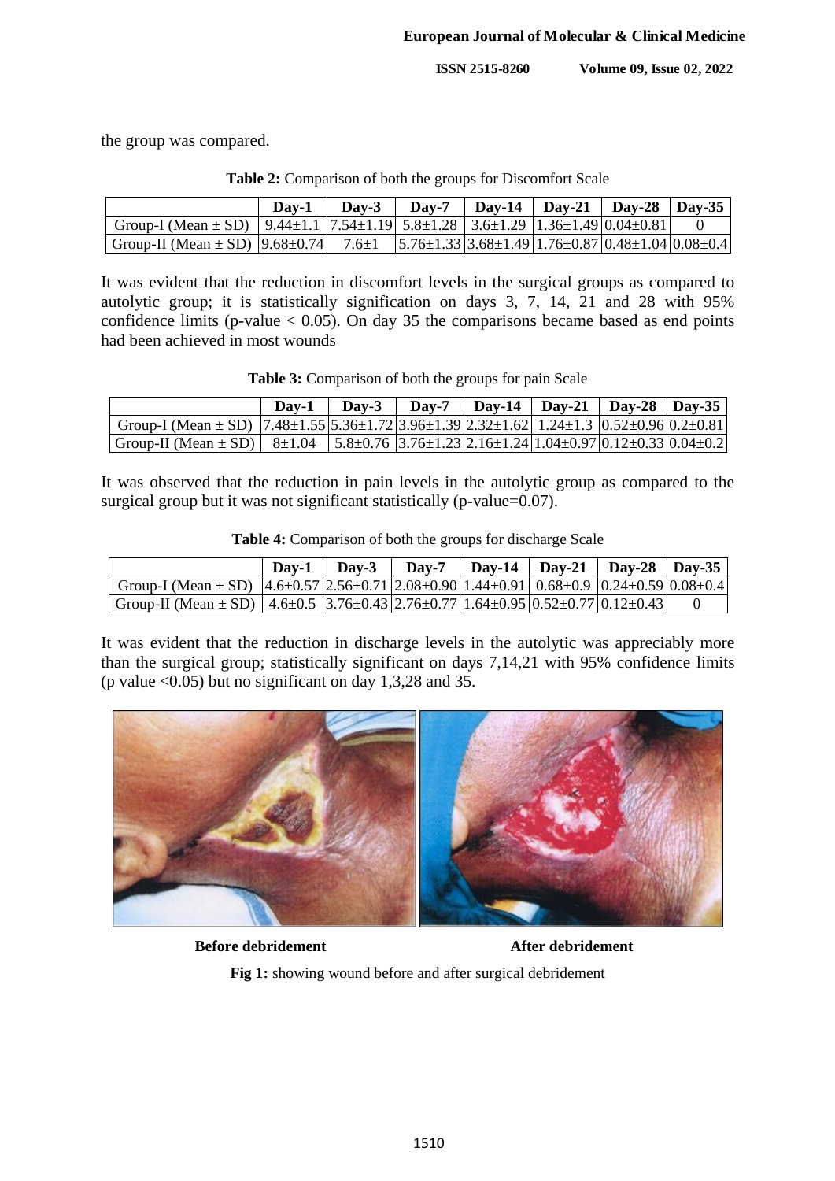the group was compared.

**Table 2:** Comparison of both the groups for Discomfort Scale

| | Day-1 | Day-3 | Day-7 | Day-14 | Day-21 | Day-28 | Day-35 |
|---|---|---|---|---|---|---|---|
| Group-I (Mean ± SD) | 9.44±1.1 | 7.54±1.19 | 5.8±1.28 | 3.6±1.29 | 1.36±1.49 | 0.04±0.81 | 0 |
| Group-II (Mean ± SD) | 9.68±0.74 | 7.6±1 | 5.76±1.33 | 3.68±1.49 | 1.76±0.87 | 0.48±1.04 | 0.08±0.4 |

It was evident that the reduction in discomfort levels in the surgical groups as compared to autolytic group; it is statistically signification on days 3, 7, 14, 21 and 28 with 95% confidence limits (p-value $< 0.05$). On day 35 the comparisons became based as end points had been achieved in most wounds

**Table 3:** Comparison of both the groups for pain Scale

| | Day-1 | Day-3 | Day-7 | Day-14 | Day-21 | Day-28 | Day-35 |
|---|---|---|---|---|---|---|---|
| Group-I (Mean ± SD) | 7.48±1.55 | 5.36±1.72 | 3.96±1.39 | 2.32±1.62 | 1.24±1.3 | 0.52±0.96 | 0.2±0.81 |
| Group-II (Mean ± SD) | 8±1.04 | 5.8±0.76 | 3.76±1.23 | 2.16±1.24 | 1.04±0.97 | 0.12±0.33 | 0.04±0.2 |

It was observed that the reduction in pain levels in the autolytic group as compared to the surgical group but it was not significant statistically (p-value=0.07).

**Table 4:** Comparison of both the groups for discharge Scale

| | Day-1 | Day-3 | Day-7 | Day-14 | Day-21 | Day-28 | Day-35 |
|---|---|---|---|---|---|---|---|
| Group-I (Mean ± SD) | 4.6±0.57 | 2.56±0.71 | 2.08±0.90 | 1.44±0.91 | 0.68±0.9 | 0.24±0.59 | 0.08±0.4 |
| Group-II (Mean ± SD) | 4.6±0.5 | 3.76±0.43 | 2.76±0.77 | 1.64±0.95 | 0.52±0.77 | 0.12±0.43 | 0 |

It was evident that the reduction in discharge levels in the autolytic was appreciably more than the surgical group; statistically significant on days 7,14,21 with 95% confidence limits (p value $<0.05$) but no significant on day 1,3,28 and 35.

**Before debridement** **After debridement**

**Fig 1:** showing wound before and after surgical debridement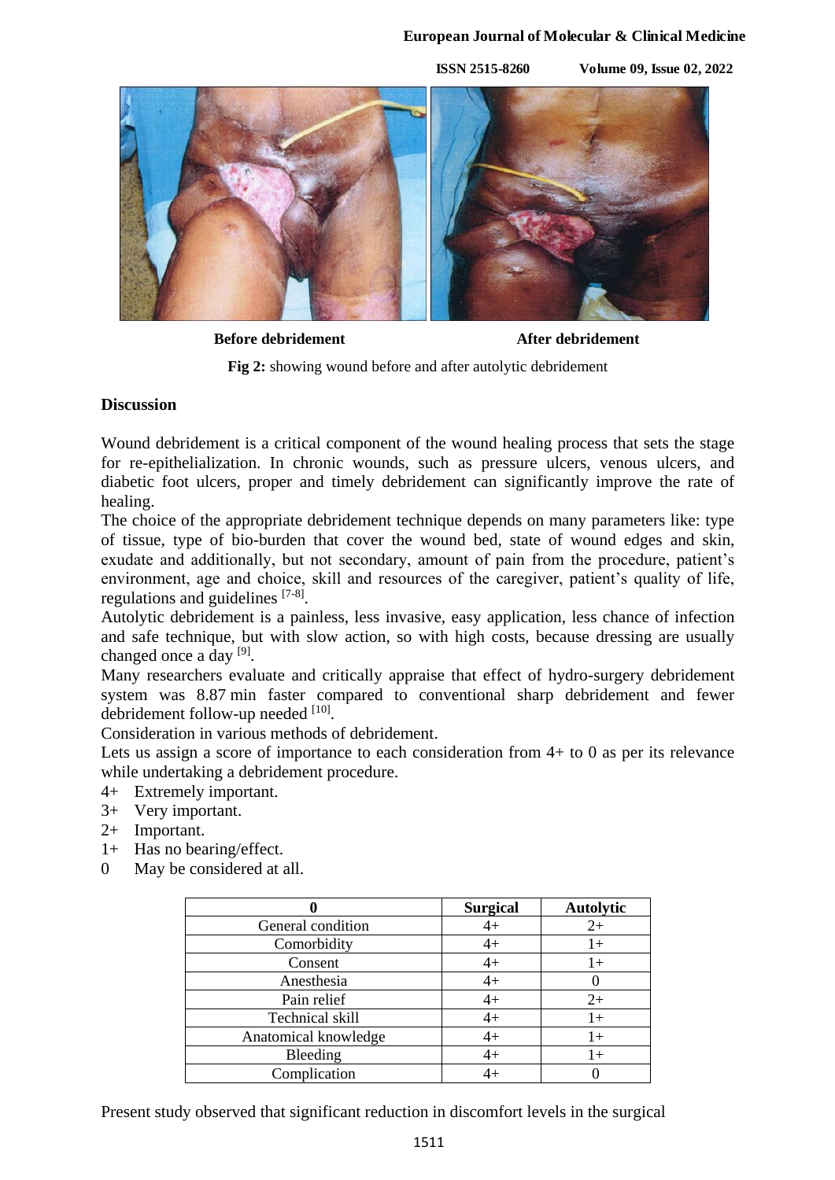Before debridement After debridement

**Fig 2:** showing wound before and after autolytic debridement

## Discussion

Wound debridement is a critical component of the wound healing process that sets the stage for re-epithelialization. In chronic wounds, such as pressure ulcers, venous ulcers, and diabetic foot ulcers, proper and timely debridement can significantly improve the rate of healing.

The choice of the appropriate debridement technique depends on many parameters like: type of tissue, type of bio-burden that cover the wound bed, state of wound edges and skin, exudate and additionally, but not secondary, amount of pain from the procedure, patient's environment, age and choice, skill and resources of the caregiver, patient's quality of life, regulations and guidelines [7-8].

Autolytic debridement is a painless, less invasive, easy application, less chance of infection and safe technique, but with slow action, so with high costs, because dressing are usually changed once a day [9].

Many researchers evaluate and critically appraise that effect of hydro-surgery debridement system was 8.87 min faster compared to conventional sharp debridement and fewer debridement follow-up needed [10].

Consideration in various methods of debridement.

Lets us assign a score of importance to each consideration from 4+ to 0 as per its relevance while undertaking a debridement procedure.

- 4+ Extremely important.
- 3+ Very important.
- 2+ Important.
- 1+ Has no bearing/effect.
- 0 May be considered at all.

| 0 | Surgical | Autolytic |
|---|---|---|
| General condition | 4+ | 2+ |
| Comorbidity | 4+ | 1+ |
| Consent | 4+ | 1+ |
| Anesthesia | 4+ | 0 |
| Pain relief | 4+ | 2+ |
| Technical skill | 4+ | 1+ |
| Anatomical knowledge | 4+ | 1+ |
| Bleeding | 4+ | 1+ |
| Complication | 4+ | 0 |

Present study observed that significant reduction in discomfort levels in the surgical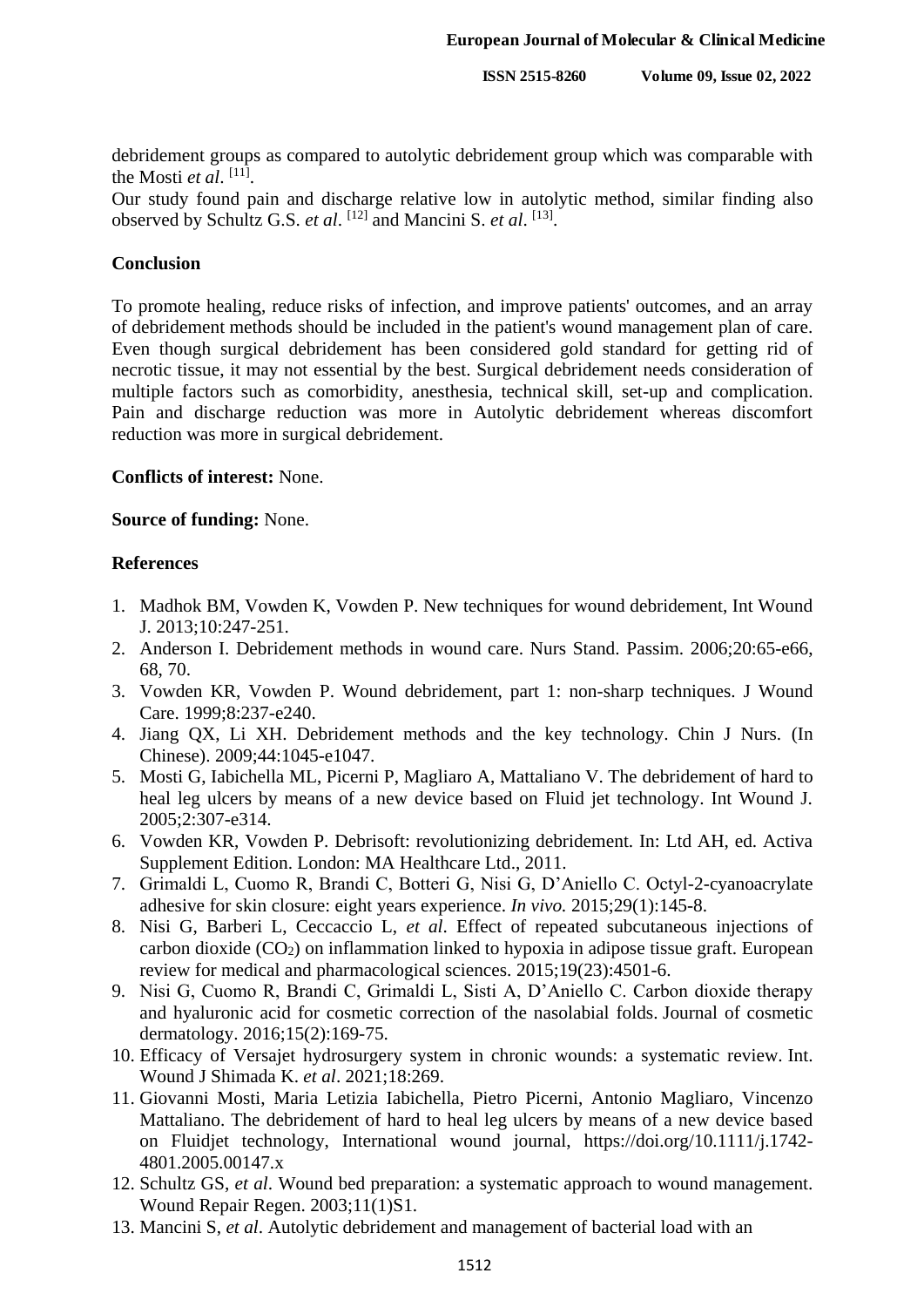debridement groups as compared to autolytic debridement group which was comparable with the Mosti *et al*. [11].

Our study found pain and discharge relative low in autolytic method, similar finding also observed by Schultz G.S. *et al*. [12] and Mancini S. *et al*. [13].

## Conclusion

To promote healing, reduce risks of infection, and improve patients' outcomes, and an array of debridement methods should be included in the patient's wound management plan of care. Even though surgical debridement has been considered gold standard for getting rid of necrotic tissue, it may not essential by the best. Surgical debridement needs consideration of multiple factors such as comorbidity, anesthesia, technical skill, set-up and complication. Pain and discharge reduction was more in Autolytic debridement whereas discomfort reduction was more in surgical debridement.

**Conflicts of interest:** None.

**Source of funding:** None.

## References

1. Madhok BM, Vowden K, Vowden P. New techniques for wound debridement, Int Wound J. 2013;10:247-251.
2. Anderson I. Debridement methods in wound care. Nurs Stand. Passim. 2006;20:65-e66, 68, 70.
3. Vowden KR, Vowden P. Wound debridement, part 1: non-sharp techniques. J Wound Care. 1999;8:237-e240.
4. Jiang QX, Li XH. Debridement methods and the key technology. Chin J Nurs. (In Chinese). 2009;44:1045-e1047.
5. Mosti G, Iabichella ML, Picerni P, Magliaro A, Mattaliano V. The debridement of hard to heal leg ulcers by means of a new device based on Fluid jet technology. Int Wound J. 2005;2:307-e314.
6. Vowden KR, Vowden P. Debrisoft: revolutionizing debridement. In: Ltd AH, ed. Activa Supplement Edition. London: MA Healthcare Ltd., 2011.
7. Grimaldi L, Cuomo R, Brandi C, Botteri G, Nisi G, D'Aniello C. Octyl-2-cyanoacrylate adhesive for skin closure: eight years experience. *In vivo.* 2015;29(1):145-8.
8. Nisi G, Barberi L, Ceccaccio L, *et al*. Effect of repeated subcutaneous injections of carbon dioxide ($CO_2$) on inflammation linked to hypoxia in adipose tissue graft. European review for medical and pharmacological sciences. 2015;19(23):4501-6.
9. Nisi G, Cuomo R, Brandi C, Grimaldi L, Sisti A, D'Aniello C. Carbon dioxide therapy and hyaluronic acid for cosmetic correction of the nasolabial folds. Journal of cosmetic dermatology. 2016;15(2):169-75.
10. Efficacy of Versajet hydrosurgery system in chronic wounds: a systematic review. Int. Wound J Shimada K. *et al*. 2021;18:269.
11. Giovanni Mosti, Maria Letizia Iabichella, Pietro Picerni, Antonio Magliaro, Vincenzo Mattaliano. The debridement of hard to heal leg ulcers by means of a new device based on Fluidjet technology, International wound journal, https://doi.org/10.1111/j.1742-4801.2005.00147.x
12. Schultz GS, *et al*. Wound bed preparation: a systematic approach to wound management. Wound Repair Regen. 2003;11(1)S1.
13. Mancini S, *et al*. Autolytic debridement and management of bacterial load with an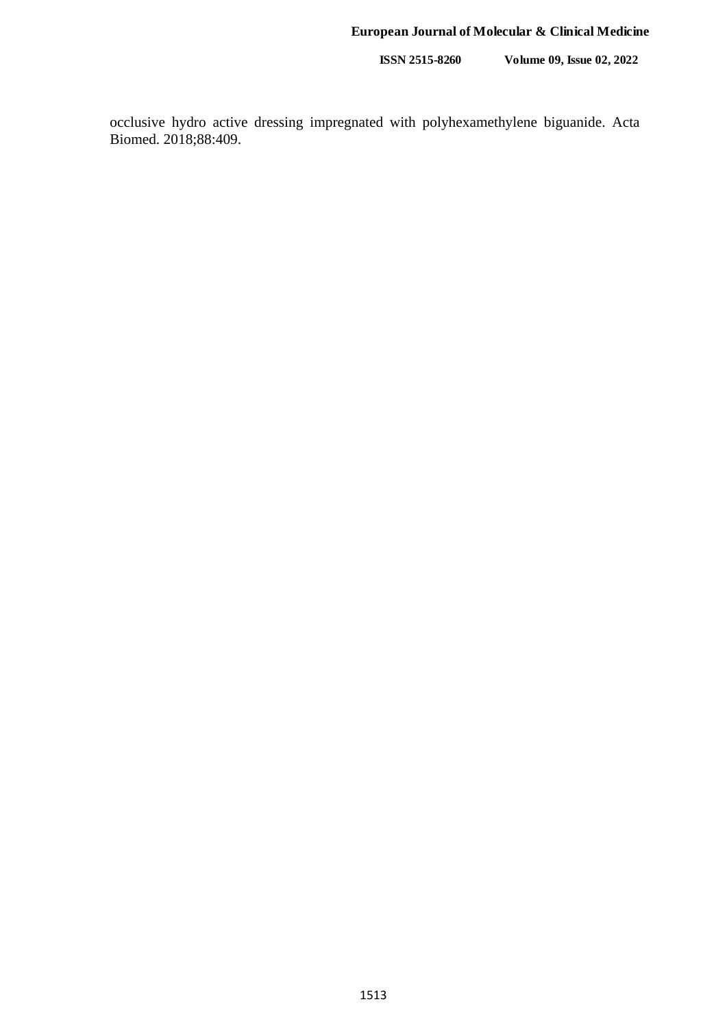occlusive hydro active dressing impregnated with polyhexamethylene biguanide. Acta Biomed. 2018;88:409.